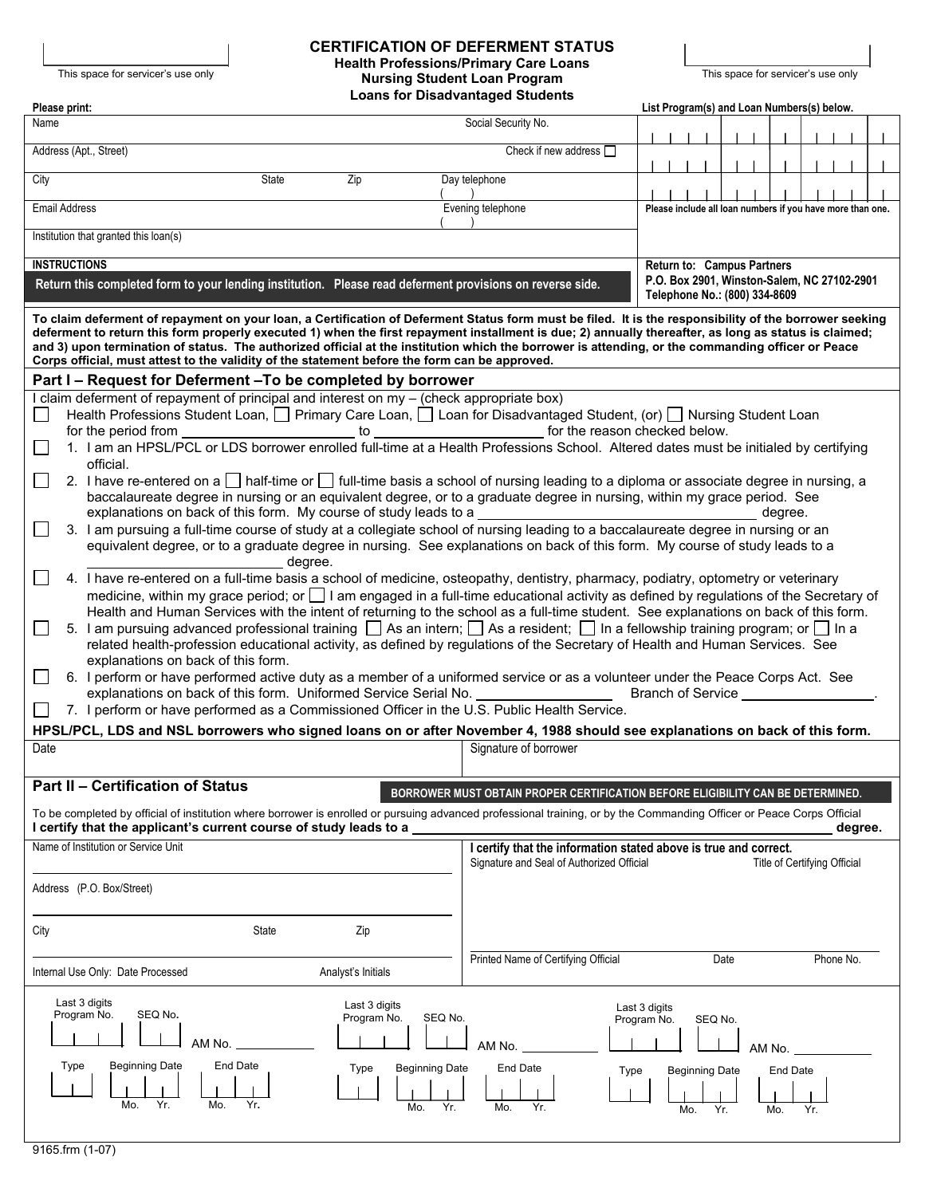This space for servicer's use only

# CERTIFICATION OF DEFERMENT STATUS

**Health Professions/Primary Care Loans**
**Nursing Student Loan Program**
**Loans for Disadvantaged Students**

This space for servicer's use only

**Please print:**

| Name | Social Security No. |
|---|---|
| Address (Apt., Street) | Check if new address ☐ |
| City / State / Zip | Day telephone ( ) |
| Email Address | Evening telephone ( ) |
| Institution that granted this loan(s) | |

**List Program(s) and Loan Numbers(s) below.**

**Please include all loan numbers if you have more than one.**

**INSTRUCTIONS**

**Return this completed form to your lending institution. Please read deferment provisions on reverse side.**

**Return to: Campus Partners**
**P.O. Box 2901, Winston-Salem, NC 27102-2901**
**Telephone No.: (800) 334-8609**

**To claim deferment of repayment on your loan, a Certification of Deferment Status form must be filed. It is the responsibility of the borrower seeking deferment to return this form properly executed 1) when the first repayment installment is due; 2) annually thereafter, as long as status is claimed; and 3) upon termination of status. The authorized official at the institution which the borrower is attending, or the commanding officer or Peace Corps official, must attest to the validity of the statement before the form can be approved.**

## Part I – Request for Deferment –To be completed by borrower

I claim deferment of repayment of principal and interest on my – (check appropriate box)

☐ Health Professions Student Loan, ☐ Primary Care Loan, ☐ Loan for Disadvantaged Student, (or) ☐ Nursing Student Loan for the period from ____________ to ____________ for the reason checked below.

☐ 1. I am an HPSL/PCL or LDS borrower enrolled full-time at a Health Professions School. Altered dates must be initialed by certifying official.

☐ 2. I have re-entered on a ☐ half-time or ☐ full-time basis a school of nursing leading to a diploma or associate degree in nursing, a baccalaureate degree in nursing or an equivalent degree, or to a graduate degree in nursing, within my grace period. See explanations on back of this form. My course of study leads to a ____________ degree.

☐ 3. I am pursuing a full-time course of study at a collegiate school of nursing leading to a baccalaureate degree in nursing or an equivalent degree, or to a graduate degree in nursing. See explanations on back of this form. My course of study leads to a ____________ degree.

☐ 4. I have re-entered on a full-time basis a school of medicine, osteopathy, dentistry, pharmacy, podiatry, optometry or veterinary medicine, within my grace period; or ☐ I am engaged in a full-time educational activity as defined by regulations of the Secretary of Health and Human Services with the intent of returning to the school as a full-time student. See explanations on back of this form.

☐ 5. I am pursuing advanced professional training ☐ As an intern; ☐ As a resident; ☐ In a fellowship training program; or ☐ In a related health-profession educational activity, as defined by regulations of the Secretary of Health and Human Services. See explanations on back of this form.

☐ 6. I perform or have performed active duty as a member of a uniformed service or as a volunteer under the Peace Corps Act. See explanations on back of this form. Uniformed Service Serial No. ____________ Branch of Service ____________.

☐ 7. I perform or have performed as a Commissioned Officer in the U.S. Public Health Service.

**HPSL/PCL, LDS and NSL borrowers who signed loans on or after November 4, 1988 should see explanations on back of this form.**

| Date | Signature of borrower |
|---|---|
| | |

## Part II – Certification of Status

**BORROWER MUST OBTAIN PROPER CERTIFICATION BEFORE ELIGIBILITY CAN BE DETERMINED.**

To be completed by official of institution where borrower is enrolled or pursuing advanced professional training, or by the Commanding Officer or Peace Corps Official

**I certify that the applicant's current course of study leads to a ____________ degree.**

Name of Institution or Service Unit

Address (P.O. Box/Street)

City / State / Zip

**I certify that the information stated above is true and correct.**

Signature and Seal of Authorized Official / Title of Certifying Official

Printed Name of Certifying Official / Date / Phone No.

Internal Use Only: Date Processed / Analyst's Initials

| Last 3 digits Program No. | SEQ No. | AM No. | Last 3 digits Program No. | SEQ No. | AM No. | Last 3 digits Program No. | SEQ No. | AM No. |
|---|---|---|---|---|---|---|---|---|
| | | | | | | | | |

| Type | Beginning Date (Mo. Yr.) | End Date (Mo. Yr.) | Type | Beginning Date (Mo. Yr.) | End Date (Mo. Yr.) | Type | Beginning Date (Mo. Yr.) | End Date (Mo. Yr.) |
|---|---|---|---|---|---|---|---|---|
| | | | | | | | | |

9165.frm (1-07)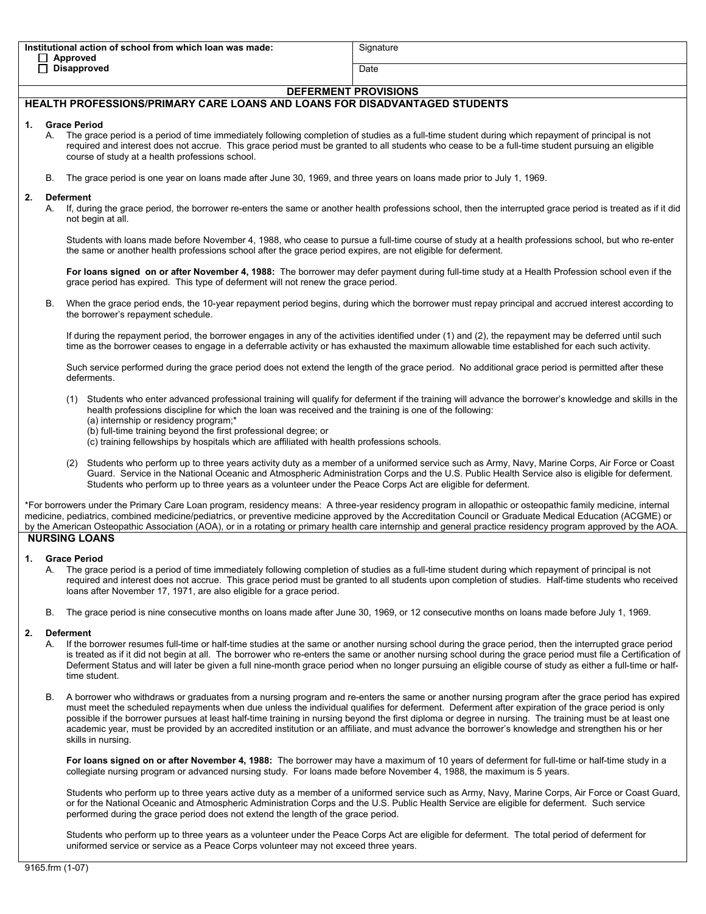| Institutional action of school from which loan was made: | Signature |
|---|---|
| ☐ Approved<br>☐ Disapproved | Date |

## DEFERMENT PROVISIONS

### HEALTH PROFESSIONS/PRIMARY CARE LOANS AND LOANS FOR DISADVANTAGED STUDENTS

**1. Grace Period**

A. The grace period is a period of time immediately following completion of studies as a full-time student during which repayment of principal is not required and interest does not accrue. This grace period must be granted to all students who cease to be a full-time student pursuing an eligible course of study at a health professions school.

B. The grace period is one year on loans made after June 30, 1969, and three years on loans made prior to July 1, 1969.

**2. Deferment**

A. If, during the grace period, the borrower re-enters the same or another health professions school, then the interrupted grace period is treated as if it did not begin at all.

Students with loans made before November 4, 1988, who cease to pursue a full-time course of study at a health professions school, but who re-enter the same or another health professions school after the grace period expires, are not eligible for deferment.

**For loans signed on or after November 4, 1988:** The borrower may defer payment during full-time study at a Health Profession school even if the grace period has expired. This type of deferment will not renew the grace period.

B. When the grace period ends, the 10-year repayment period begins, during which the borrower must repay principal and accrued interest according to the borrower's repayment schedule.

If during the repayment period, the borrower engages in any of the activities identified under (1) and (2), the repayment may be deferred until such time as the borrower ceases to engage in a deferrable activity or has exhausted the maximum allowable time established for each such activity.

Such service performed during the grace period does not extend the length of the grace period. No additional grace period is permitted after these deferments.

(1) Students who enter advanced professional training will qualify for deferment if the training will advance the borrower's knowledge and skills in the health professions discipline for which the loan was received and the training is one of the following:
(a) internship or residency program;*
(b) full-time training beyond the first professional degree; or
(c) training fellowships by hospitals which are affiliated with health professions schools.

(2) Students who perform up to three years activity duty as a member of a uniformed service such as Army, Navy, Marine Corps, Air Force or Coast Guard. Service in the National Oceanic and Atmospheric Administration Corps and the U.S. Public Health Service also is eligible for deferment. Students who perform up to three years as a volunteer under the Peace Corps Act are eligible for deferment.

*For borrowers under the Primary Care Loan program, residency means: A three-year residency program in allopathic or osteopathic family medicine, internal medicine, pediatrics, combined medicine/pediatrics, or preventive medicine approved by the Accreditation Council or Graduate Medical Education (ACGME) or by the American Osteopathic Association (AOA), or in a rotating or primary health care internship and general practice residency program approved by the AOA.

### NURSING LOANS

**1. Grace Period**

A. The grace period is a period of time immediately following completion of studies as a full-time student during which repayment of principal is not required and interest does not accrue. This grace period must be granted to all students upon completion of studies. Half-time students who received loans after November 17, 1971, are also eligible for a grace period.

B. The grace period is nine consecutive months on loans made after June 30, 1969, or 12 consecutive months on loans made before July 1, 1969.

**2. Deferment**

A. If the borrower resumes full-time or half-time studies at the same or another nursing school during the grace period, then the interrupted grace period is treated as if it did not begin at all. The borrower who re-enters the same or another nursing school during the grace period must file a Certification of Deferment Status and will later be given a full nine-month grace period when no longer pursuing an eligible course of study as either a full-time or half-time student.

B. A borrower who withdraws or graduates from a nursing program and re-enters the same or another nursing program after the grace period has expired must meet the scheduled repayments when due unless the individual qualifies for deferment. Deferment after expiration of the grace period is only possible if the borrower pursues at least half-time training in nursing beyond the first diploma or degree in nursing. The training must be at least one academic year, must be provided by an accredited institution or an affiliate, and must advance the borrower's knowledge and strengthen his or her skills in nursing.

**For loans signed on or after November 4, 1988:** The borrower may have a maximum of 10 years of deferment for full-time or half-time study in a collegiate nursing program or advanced nursing study. For loans made before November 4, 1988, the maximum is 5 years.

Students who perform up to three years active duty as a member of a uniformed service such as Army, Navy, Marine Corps, Air Force or Coast Guard, or for the National Oceanic and Atmospheric Administration Corps and the U.S. Public Health Service are eligible for deferment. Such service performed during the grace period does not extend the length of the grace period.

Students who perform up to three years as a volunteer under the Peace Corps Act are eligible for deferment. The total period of deferment for uniformed service or service as a Peace Corps volunteer may not exceed three years.

9165.frm (1-07)